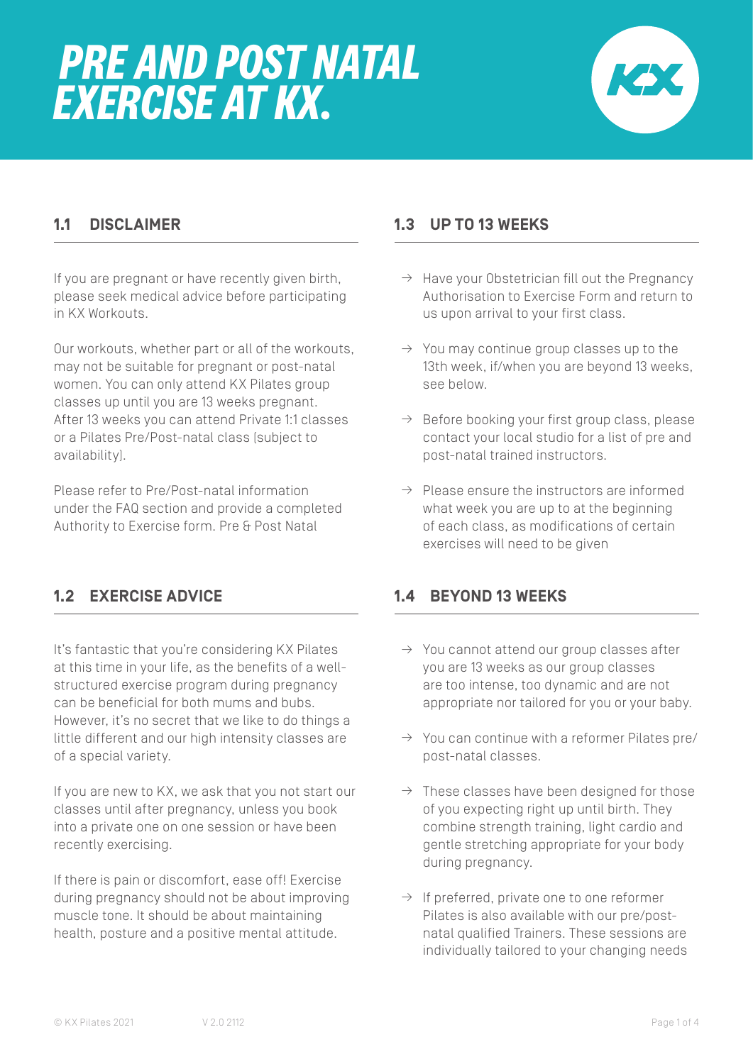# PRE AND POST NATAL EXERCISE AT KX.

## 1.1 DISCLAIMER

If you are pregnant or have recently given birth, please seek medical advice before participating in KX Workouts.

Our workouts, whether part or all of the workouts, may not be suitable for pregnant or post-natal women. You can only attend KX Pilates group classes up until you are 13 weeks pregnant. After 13 weeks you can attend Private 1:1 classes or a Pilates Pre/Post-natal class (subject to availability).

Please refer to Pre/Post-natal information under the FAQ section and provide a completed Authority to Exercise form. Pre & Post Natal

## 1.2 EXERCISE ADVICE

It's fantastic that you're considering KX Pilates at this time in your life, as the benefits of a well-structured exercise program during pregnancy can be beneficial for both mums and bubs. However, it's no secret that we like to do things a little different and our high intensity classes are of a special variety.

If you are new to KX, we ask that you not start our classes until after pregnancy, unless you book into a private one on one session or have been recently exercising.

If there is pain or discomfort, ease off! Exercise during pregnancy should not be about improving muscle tone. It should be about maintaining health, posture and a positive mental attitude.

## 1.3 UP TO 13 WEEKS

- → Have your Obstetrician fill out the Pregnancy Authorisation to Exercise Form and return to us upon arrival to your first class.
- → You may continue group classes up to the 13th week, if/when you are beyond 13 weeks, see below.
- → Before booking your first group class, please contact your local studio for a list of pre and post-natal trained instructors.
- → Please ensure the instructors are informed what week you are up to at the beginning of each class, as modifications of certain exercises will need to be given

## 1.4 BEYOND 13 WEEKS

- → You cannot attend our group classes after you are 13 weeks as our group classes are too intense, too dynamic and are not appropriate nor tailored for you or your baby.
- → You can continue with a reformer Pilates pre/post-natal classes.
- → These classes have been designed for those of you expecting right up until birth. They combine strength training, light cardio and gentle stretching appropriate for your body during pregnancy.
- → If preferred, private one to one reformer Pilates is also available with our pre/post-natal qualified Trainers. These sessions are individually tailored to your changing needs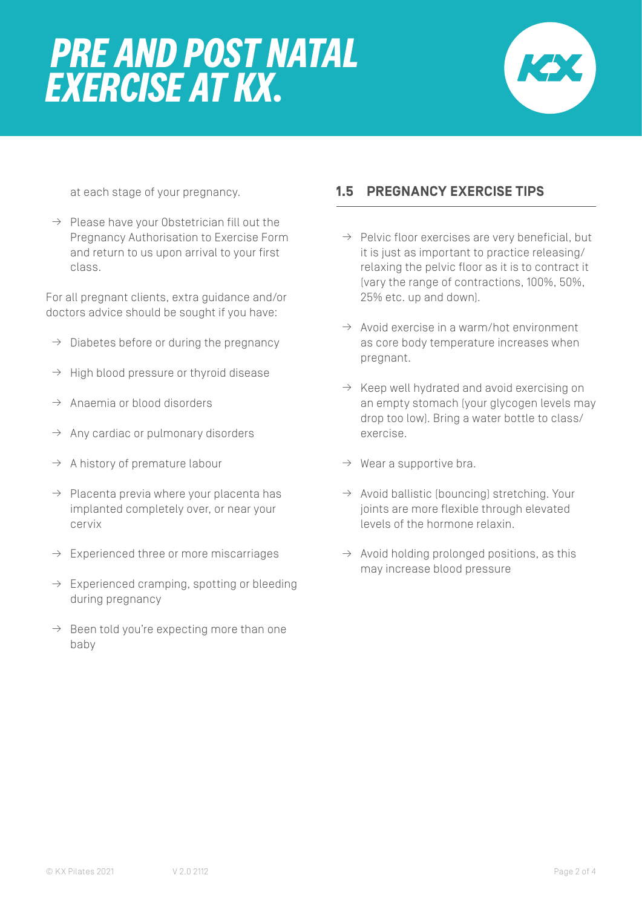at each stage of your pregnancy.

- Please have your Obstetrician fill out the Pregnancy Authorisation to Exercise Form and return to us upon arrival to your first class.

For all pregnant clients, extra guidance and/or doctors advice should be sought if you have:

- Diabetes before or during the pregnancy
- High blood pressure or thyroid disease
- Anaemia or blood disorders
- Any cardiac or pulmonary disorders
- A history of premature labour
- Placenta previa where your placenta has implanted completely over, or near your cervix
- Experienced three or more miscarriages
- Experienced cramping, spotting or bleeding during pregnancy
- Been told you're expecting more than one baby

## 1.5 PREGNANCY EXERCISE TIPS

- Pelvic floor exercises are very beneficial, but it is just as important to practice releasing/relaxing the pelvic floor as it is to contract it (vary the range of contractions, 100%, 50%, 25% etc. up and down).
- Avoid exercise in a warm/hot environment as core body temperature increases when pregnant.
- Keep well hydrated and avoid exercising on an empty stomach (your glycogen levels may drop too low). Bring a water bottle to class/exercise.
- Wear a supportive bra.
- Avoid ballistic (bouncing) stretching. Your joints are more flexible through elevated levels of the hormone relaxin.
- Avoid holding prolonged positions, as this may increase blood pressure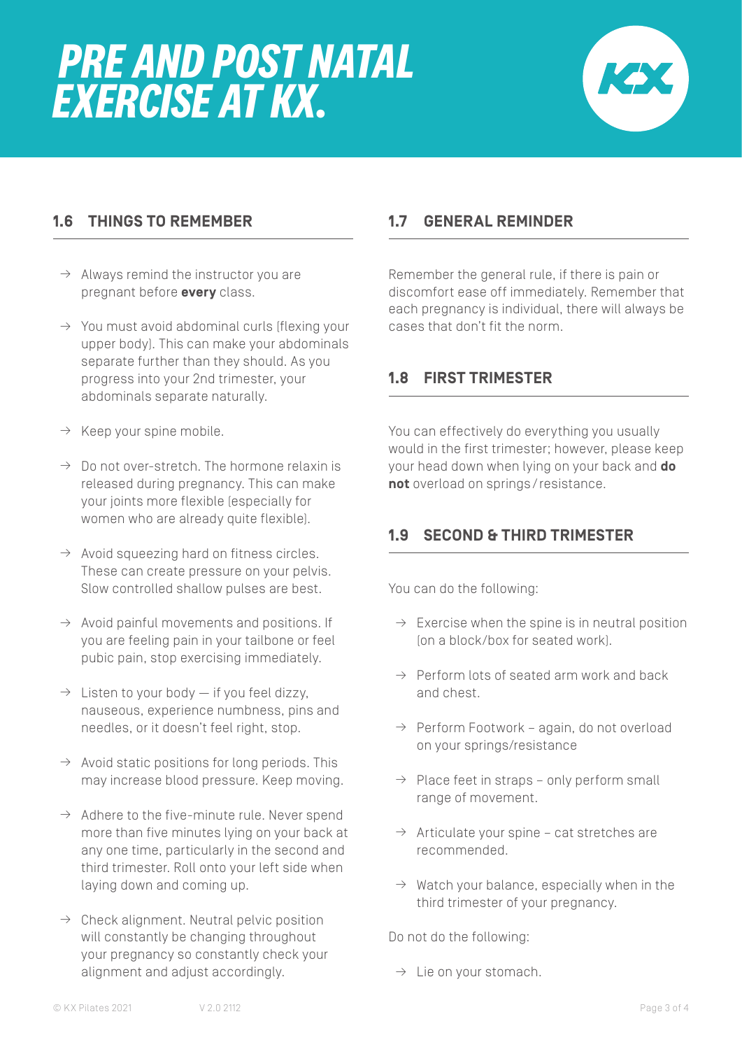# PRE AND POST NATAL EXERCISE AT KX.

## 1.6 THINGS TO REMEMBER

- → Always remind the instructor you are pregnant before **every** class.
- → You must avoid abdominal curls (flexing your upper body). This can make your abdominals separate further than they should. As you progress into your 2nd trimester, your abdominals separate naturally.
- → Keep your spine mobile.
- → Do not over-stretch. The hormone relaxin is released during pregnancy. This can make your joints more flexible (especially for women who are already quite flexible).
- → Avoid squeezing hard on fitness circles. These can create pressure on your pelvis. Slow controlled shallow pulses are best.
- → Avoid painful movements and positions. If you are feeling pain in your tailbone or feel pubic pain, stop exercising immediately.
- → Listen to your body — if you feel dizzy, nauseous, experience numbness, pins and needles, or it doesn't feel right, stop.
- → Avoid static positions for long periods. This may increase blood pressure. Keep moving.
- → Adhere to the five-minute rule. Never spend more than five minutes lying on your back at any one time, particularly in the second and third trimester. Roll onto your left side when laying down and coming up.
- → Check alignment. Neutral pelvic position will constantly be changing throughout your pregnancy so constantly check your alignment and adjust accordingly.

## 1.7 GENERAL REMINDER

Remember the general rule, if there is pain or discomfort ease off immediately. Remember that each pregnancy is individual, there will always be cases that don't fit the norm.

## 1.8 FIRST TRIMESTER

You can effectively do everything you usually would in the first trimester; however, please keep your head down when lying on your back and **do not** overload on springs / resistance.

## 1.9 SECOND & THIRD TRIMESTER

You can do the following:

- → Exercise when the spine is in neutral position (on a block/box for seated work).
- → Perform lots of seated arm work and back and chest.
- → Perform Footwork – again, do not overload on your springs/resistance
- → Place feet in straps – only perform small range of movement.
- → Articulate your spine – cat stretches are recommended.
- → Watch your balance, especially when in the third trimester of your pregnancy.

Do not do the following:

- → Lie on your stomach.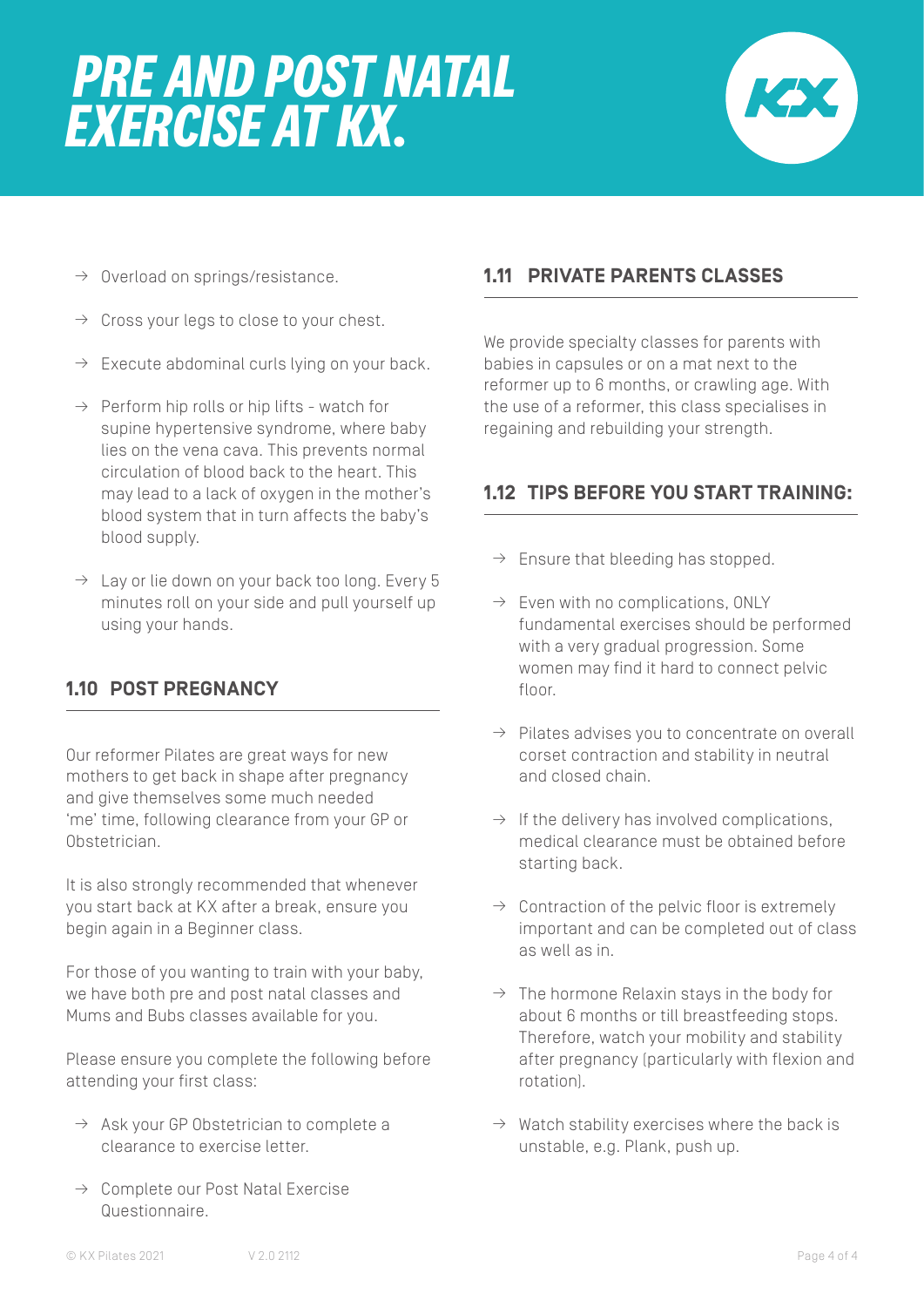# PRE AND POST NATAL EXERCISE AT KX.

- → Overload on springs/resistance.
- → Cross your legs to close to your chest.
- → Execute abdominal curls lying on your back.
- → Perform hip rolls or hip lifts - watch for supine hypertensive syndrome, where baby lies on the vena cava. This prevents normal circulation of blood back to the heart. This may lead to a lack of oxygen in the mother's blood system that in turn affects the baby's blood supply.
- → Lay or lie down on your back too long. Every 5 minutes roll on your side and pull yourself up using your hands.

## 1.10 POST PREGNANCY

Our reformer Pilates are great ways for new mothers to get back in shape after pregnancy and give themselves some much needed 'me' time, following clearance from your GP or Obstetrician.

It is also strongly recommended that whenever you start back at KX after a break, ensure you begin again in a Beginner class.

For those of you wanting to train with your baby, we have both pre and post natal classes and Mums and Bubs classes available for you.

Please ensure you complete the following before attending your first class:

- → Ask your GP Obstetrician to complete a clearance to exercise letter.
- → Complete our Post Natal Exercise Questionnaire.

## 1.11 PRIVATE PARENTS CLASSES

We provide specialty classes for parents with babies in capsules or on a mat next to the reformer up to 6 months, or crawling age. With the use of a reformer, this class specialises in regaining and rebuilding your strength.

## 1.12 TIPS BEFORE YOU START TRAINING:

- → Ensure that bleeding has stopped.
- → Even with no complications, ONLY fundamental exercises should be performed with a very gradual progression. Some women may find it hard to connect pelvic floor.
- → Pilates advises you to concentrate on overall corset contraction and stability in neutral and closed chain.
- → If the delivery has involved complications, medical clearance must be obtained before starting back.
- → Contraction of the pelvic floor is extremely important and can be completed out of class as well as in.
- → The hormone Relaxin stays in the body for about 6 months or till breastfeeding stops. Therefore, watch your mobility and stability after pregnancy (particularly with flexion and rotation).
- → Watch stability exercises where the back is unstable, e.g. Plank, push up.

© KX Pilates 2021 V 2.0 2112